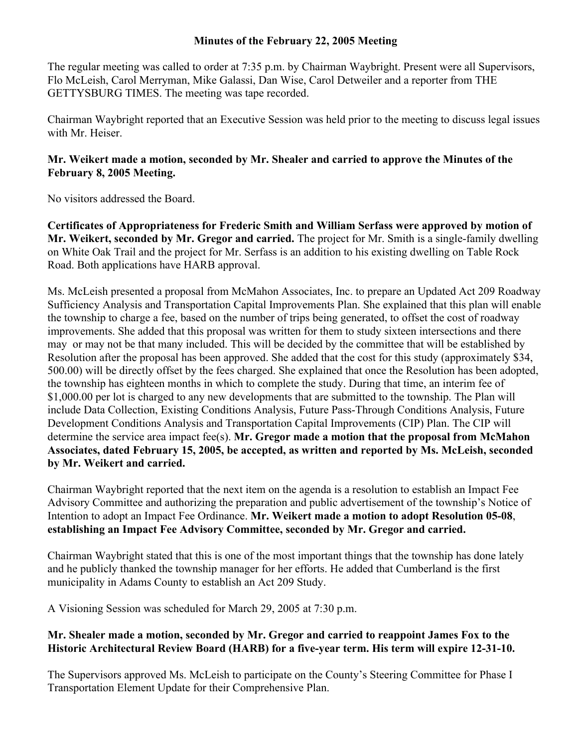**Minutes of the February 22, 2005 Meeting**

The regular meeting was called to order at 7:35 p.m. by Chairman Waybright. Present were all Supervisors, Flo McLeish, Carol Merryman, Mike Galassi, Dan Wise, Carol Detweiler and a reporter from THE GETTYSBURG TIMES. The meeting was tape recorded.

Chairman Waybright reported that an Executive Session was held prior to the meeting to discuss legal issues with Mr. Heiser.

**Mr. Weikert made a motion, seconded by Mr. Shealer and carried to approve the Minutes of the February 8, 2005 Meeting.**

No visitors addressed the Board.

**Certificates of Appropriateness for Frederic Smith and William Serfass were approved by motion of Mr. Weikert, seconded by Mr. Gregor and carried.** The project for Mr. Smith is a single-family dwelling on White Oak Trail and the project for Mr. Serfass is an addition to his existing dwelling on Table Rock Road. Both applications have HARB approval.

Ms. McLeish presented a proposal from McMahon Associates, Inc. to prepare an Updated Act 209 Roadway Sufficiency Analysis and Transportation Capital Improvements Plan. She explained that this plan will enable the township to charge a fee, based on the number of trips being generated, to offset the cost of roadway improvements. She added that this proposal was written for them to study sixteen intersections and there may or may not be that many included. This will be decided by the committee that will be established by Resolution after the proposal has been approved. She added that the cost for this study (approximately $34, 500.00) will be directly offset by the fees charged. She explained that once the Resolution has been adopted, the township has eighteen months in which to complete the study. During that time, an interim fee of $1,000.00 per lot is charged to any new developments that are submitted to the township. The Plan will include Data Collection, Existing Conditions Analysis, Future Pass-Through Conditions Analysis, Future Development Conditions Analysis and Transportation Capital Improvements (CIP) Plan. The CIP will determine the service area impact fee(s). **Mr. Gregor made a motion that the proposal from McMahon Associates, dated February 15, 2005, be accepted, as written and reported by Ms. McLeish, seconded by Mr. Weikert and carried.**

Chairman Waybright reported that the next item on the agenda is a resolution to establish an Impact Fee Advisory Committee and authorizing the preparation and public advertisement of the township's Notice of Intention to adopt an Impact Fee Ordinance. **Mr. Weikert made a motion to adopt Resolution 05-08, establishing an Impact Fee Advisory Committee, seconded by Mr. Gregor and carried.**

Chairman Waybright stated that this is one of the most important things that the township has done lately and he publicly thanked the township manager for her efforts. He added that Cumberland is the first municipality in Adams County to establish an Act 209 Study.

A Visioning Session was scheduled for March 29, 2005 at 7:30 p.m.

**Mr. Shealer made a motion, seconded by Mr. Gregor and carried to reappoint James Fox to the Historic Architectural Review Board (HARB) for a five-year term. His term will expire 12-31-10.**

The Supervisors approved Ms. McLeish to participate on the County's Steering Committee for Phase I Transportation Element Update for their Comprehensive Plan.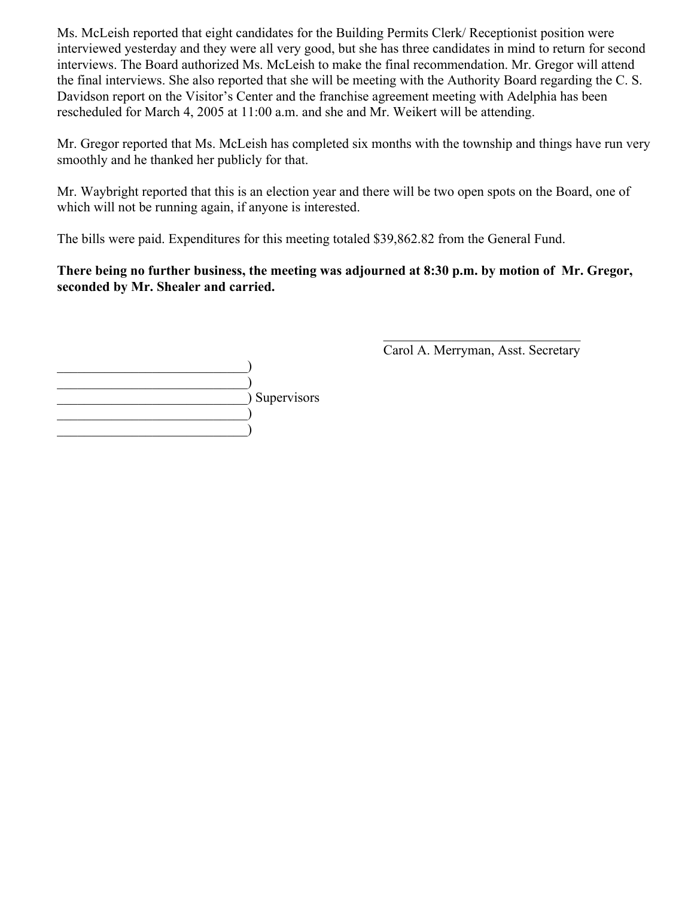Ms. McLeish reported that eight candidates for the Building Permits Clerk/ Receptionist position were interviewed yesterday and they were all very good, but she has three candidates in mind to return for second interviews. The Board authorized Ms. McLeish to make the final recommendation. Mr. Gregor will attend the final interviews. She also reported that she will be meeting with the Authority Board regarding the C. S. Davidson report on the Visitor's Center and the franchise agreement meeting with Adelphia has been rescheduled for March 4, 2005 at 11:00 a.m. and she and Mr. Weikert will be attending.

Mr. Gregor reported that Ms. McLeish has completed six months with the township and things have run very smoothly and he thanked her publicly for that.

Mr. Waybright reported that this is an election year and there will be two open spots on the Board, one of which will not be running again, if anyone is interested.

The bills were paid. Expenditures for this meeting totaled $39,862.82 from the General Fund.

**There being no further business, the meeting was adjourned at 8:30 p.m. by motion of Mr. Gregor, seconded by Mr. Shealer and carried.**

______________________________
Carol A. Merryman, Asst. Secretary

______________________________)
______________________________)
______________________________) Supervisors
______________________________)
______________________________)